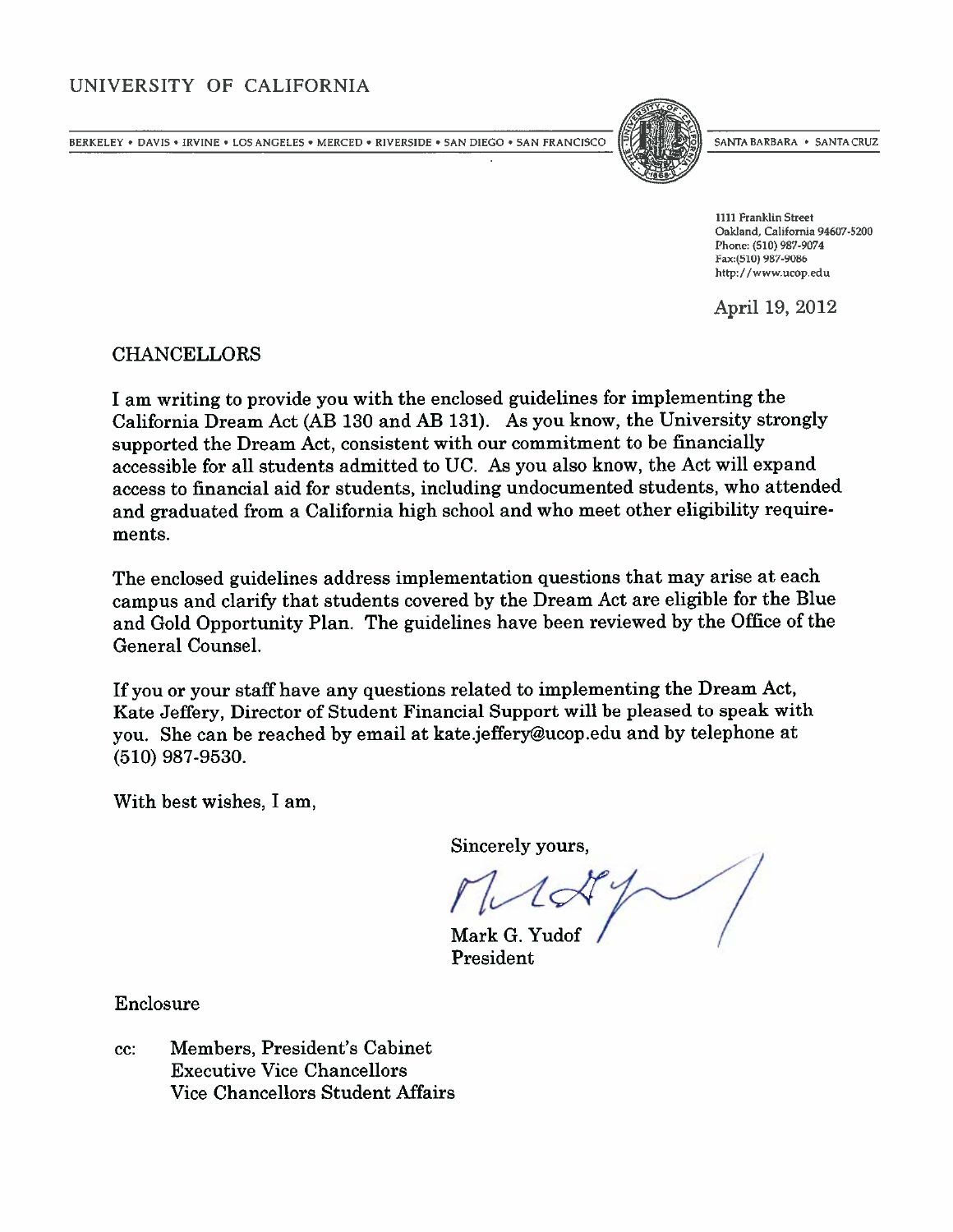# UNIVERSITY OF CALIFORNIA

BERKELEY • DAVIS • IRVINE • LOS ANGELES • MERCED • RIVERSIDE • SAN DIEGO • SAN FRANCISCO SANTA BARBARA • SANTA CRUZ

1111 Franklin Street
Oakland, California 94607-5200
Phone: (510) 987-9074
Fax:(510) 987-9086
http://www.ucop.edu

April 19, 2012

CHANCELLORS

I am writing to provide you with the enclosed guidelines for implementing the California Dream Act (AB 130 and AB 131). As you know, the University strongly supported the Dream Act, consistent with our commitment to be financially accessible for all students admitted to UC. As you also know, the Act will expand access to financial aid for students, including undocumented students, who attended and graduated from a California high school and who meet other eligibility requirements.

The enclosed guidelines address implementation questions that may arise at each campus and clarify that students covered by the Dream Act are eligible for the Blue and Gold Opportunity Plan. The guidelines have been reviewed by the Office of the General Counsel.

If you or your staff have any questions related to implementing the Dream Act, Kate Jeffery, Director of Student Financial Support will be pleased to speak with you. She can be reached by email at kate.jeffery@ucop.edu and by telephone at (510) 987-9530.

With best wishes, I am,

Sincerely yours,

Mark G. Yudof
President

Enclosure

cc: Members, President's Cabinet
Executive Vice Chancellors
Vice Chancellors Student Affairs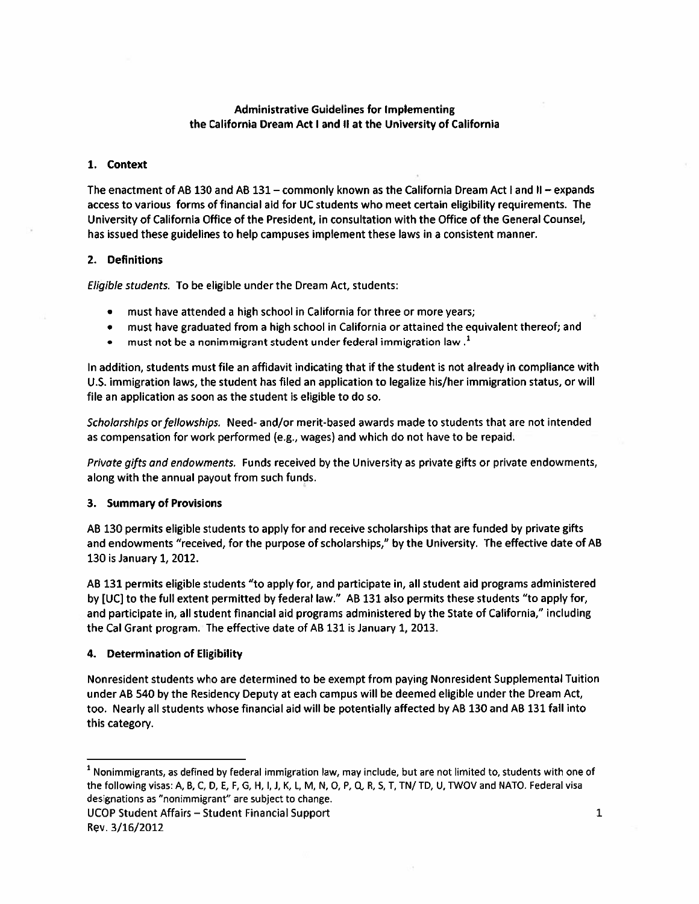**Administrative Guidelines for Implementing the California Dream Act I and II at the University of California**

## 1. Context

The enactment of AB 130 and AB 131 – commonly known as the California Dream Act I and II – expands access to various forms of financial aid for UC students who meet certain eligibility requirements. The University of California Office of the President, in consultation with the Office of the General Counsel, has issued these guidelines to help campuses implement these laws in a consistent manner.

## 2. Definitions

*Eligible students.* To be eligible under the Dream Act, students:

- must have attended a high school in California for three or more years;
- must have graduated from a high school in California or attained the equivalent thereof; and
- must not be a nonimmigrant student under federal immigration law.[1]

In addition, students must file an affidavit indicating that if the student is not already in compliance with U.S. immigration laws, the student has filed an application to legalize his/her immigration status, or will file an application as soon as the student is eligible to do so.

*Scholarships or fellowships.* Need- and/or merit-based awards made to students that are not intended as compensation for work performed (e.g., wages) and which do not have to be repaid.

*Private gifts and endowments.* Funds received by the University as private gifts or private endowments, along with the annual payout from such funds.

## 3. Summary of Provisions

AB 130 permits eligible students to apply for and receive scholarships that are funded by private gifts and endowments "received, for the purpose of scholarships," by the University. The effective date of AB 130 is January 1, 2012.

AB 131 permits eligible students "to apply for, and participate in, all student aid programs administered by [UC] to the full extent permitted by federal law." AB 131 also permits these students "to apply for, and participate in, all student financial aid programs administered by the State of California," including the Cal Grant program. The effective date of AB 131 is January 1, 2013.

## 4. Determination of Eligibility

Nonresident students who are determined to be exempt from paying Nonresident Supplemental Tuition under AB 540 by the Residency Deputy at each campus will be deemed eligible under the Dream Act, too. Nearly all students whose financial aid will be potentially affected by AB 130 and AB 131 fall into this category.

---

[1] Nonimmigrants, as defined by federal immigration law, may include, but are not limited to, students with one of the following visas: A, B, C, D, E, F, G, H, I, J, K, L, M, N, O, P, Q, R, S, T, TN/ TD, U, TWOV and NATO. Federal visa designations as "nonimmigrant" are subject to change.

UCOP Student Affairs – Student Financial Support
Rev. 3/16/2012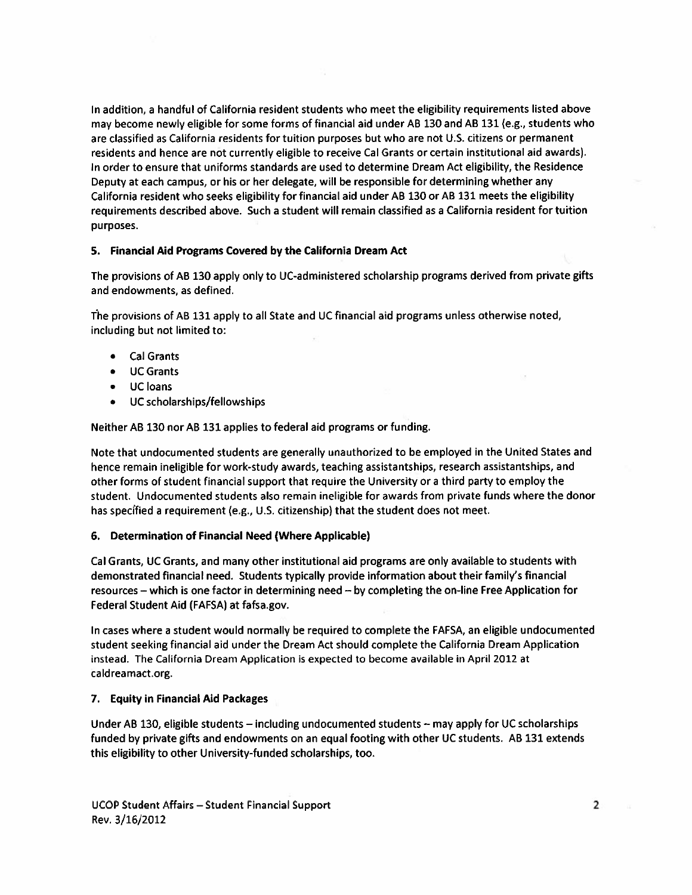In addition, a handful of California resident students who meet the eligibility requirements listed above may become newly eligible for some forms of financial aid under AB 130 and AB 131 (e.g., students who are classified as California residents for tuition purposes but who are not U.S. citizens or permanent residents and hence are not currently eligible to receive Cal Grants or certain institutional aid awards). In order to ensure that uniforms standards are used to determine Dream Act eligibility, the Residence Deputy at each campus, or his or her delegate, will be responsible for determining whether any California resident who seeks eligibility for financial aid under AB 130 or AB 131 meets the eligibility requirements described above. Such a student will remain classified as a California resident for tuition purposes.

### 5. Financial Aid Programs Covered by the California Dream Act

The provisions of AB 130 apply only to UC-administered scholarship programs derived from private gifts and endowments, as defined.

The provisions of AB 131 apply to all State and UC financial aid programs unless otherwise noted, including but not limited to:

- Cal Grants
- UC Grants
- UC loans
- UC scholarships/fellowships

Neither AB 130 nor AB 131 applies to federal aid programs or funding.

Note that undocumented students are generally unauthorized to be employed in the United States and hence remain ineligible for work-study awards, teaching assistantships, research assistantships, and other forms of student financial support that require the University or a third party to employ the student. Undocumented students also remain ineligible for awards from private funds where the donor has specified a requirement (e.g., U.S. citizenship) that the student does not meet.

### 6. Determination of Financial Need (Where Applicable)

Cal Grants, UC Grants, and many other institutional aid programs are only available to students with demonstrated financial need. Students typically provide information about their family's financial resources – which is one factor in determining need – by completing the on-line Free Application for Federal Student Aid (FAFSA) at fafsa.gov.

In cases where a student would normally be required to complete the FAFSA, an eligible undocumented student seeking financial aid under the Dream Act should complete the California Dream Application instead. The California Dream Application is expected to become available in April 2012 at caldreamact.org.

### 7. Equity in Financial Aid Packages

Under AB 130, eligible students – including undocumented students – may apply for UC scholarships funded by private gifts and endowments on an equal footing with other UC students. AB 131 extends this eligibility to other University-funded scholarships, too.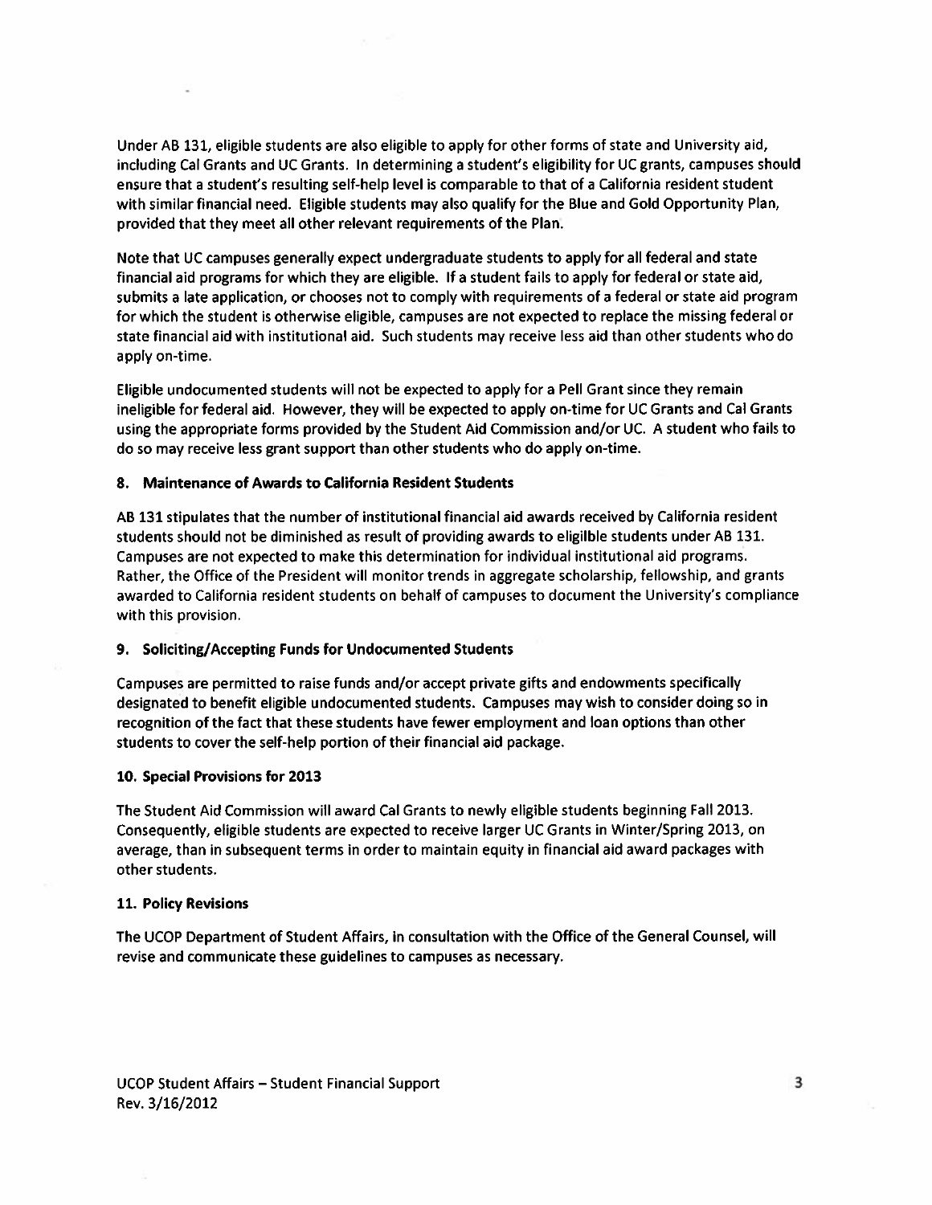Under AB 131, eligible students are also eligible to apply for other forms of state and University aid, including Cal Grants and UC Grants. In determining a student's eligibility for UC grants, campuses should ensure that a student's resulting self-help level is comparable to that of a California resident student with similar financial need. Eligible students may also qualify for the Blue and Gold Opportunity Plan, provided that they meet all other relevant requirements of the Plan.

Note that UC campuses generally expect undergraduate students to apply for all federal and state financial aid programs for which they are eligible. If a student fails to apply for federal or state aid, submits a late application, or chooses not to comply with requirements of a federal or state aid program for which the student is otherwise eligible, campuses are not expected to replace the missing federal or state financial aid with institutional aid. Such students may receive less aid than other students who do apply on-time.

Eligible undocumented students will not be expected to apply for a Pell Grant since they remain ineligible for federal aid. However, they will be expected to apply on-time for UC Grants and Cal Grants using the appropriate forms provided by the Student Aid Commission and/or UC. A student who fails to do so may receive less grant support than other students who do apply on-time.

### 8. Maintenance of Awards to California Resident Students

AB 131 stipulates that the number of institutional financial aid awards received by California resident students should not be diminished as result of providing awards to eligilble students under AB 131. Campuses are not expected to make this determination for individual institutional aid programs. Rather, the Office of the President will monitor trends in aggregate scholarship, fellowship, and grants awarded to California resident students on behalf of campuses to document the University's compliance with this provision.

### 9. Soliciting/Accepting Funds for Undocumented Students

Campuses are permitted to raise funds and/or accept private gifts and endowments specifically designated to benefit eligible undocumented students. Campuses may wish to consider doing so in recognition of the fact that these students have fewer employment and loan options than other students to cover the self-help portion of their financial aid package.

### 10. Special Provisions for 2013

The Student Aid Commission will award Cal Grants to newly eligible students beginning Fall 2013. Consequently, eligible students are expected to receive larger UC Grants in Winter/Spring 2013, on average, than in subsequent terms in order to maintain equity in financial aid award packages with other students.

### 11. Policy Revisions

The UCOP Department of Student Affairs, in consultation with the Office of the General Counsel, will revise and communicate these guidelines to campuses as necessary.

UCOP Student Affairs – Student Financial Support
Rev. 3/16/2012